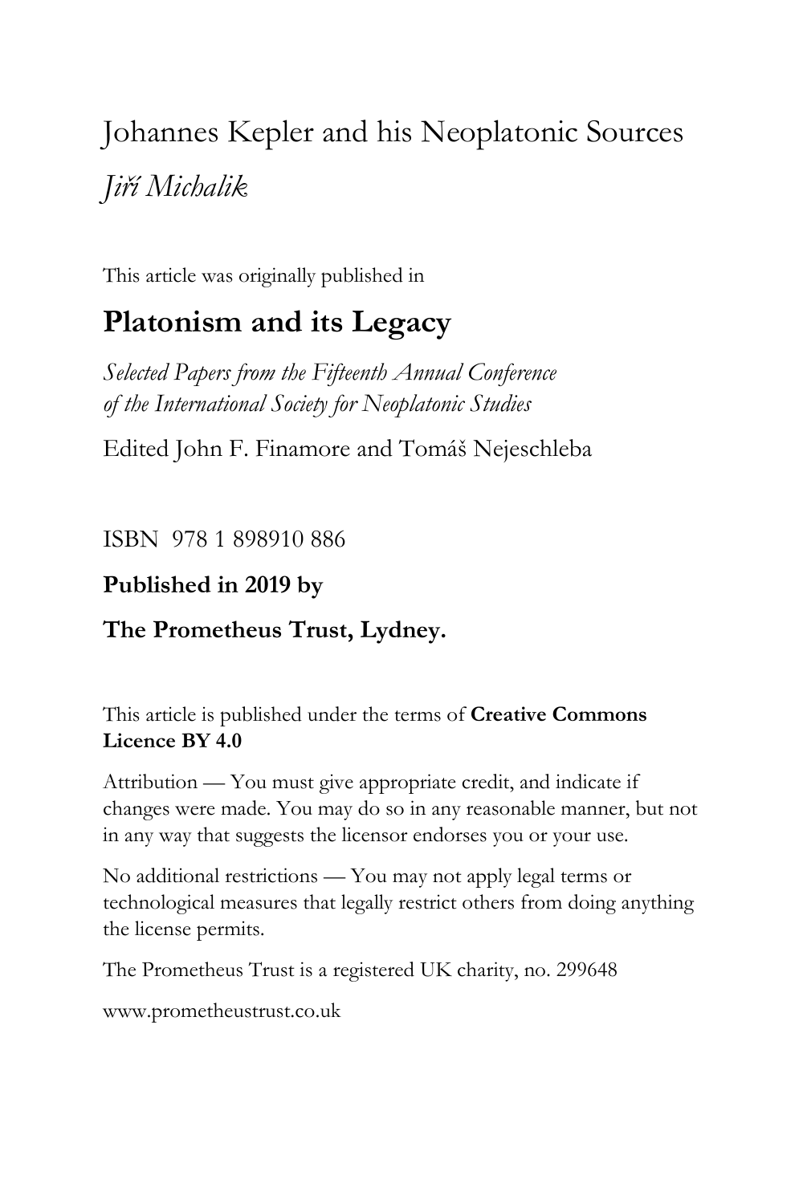# Johannes Kepler and his Neoplatonic Sources

*Jiří Michalik*

This article was originally published in

## Platonism and its Legacy

*Selected Papers from the Fifteenth Annual Conference of the International Society for Neoplatonic Studies*

Edited John F. Finamore and Tomáš Nejeschleba

ISBN 978 1 898910 886

**Published in 2019 by**

**The Prometheus Trust, Lydney.**

This article is published under the terms of **Creative Commons Licence BY 4.0**

Attribution — You must give appropriate credit, and indicate if changes were made. You may do so in any reasonable manner, but not in any way that suggests the licensor endorses you or your use.

No additional restrictions — You may not apply legal terms or technological measures that legally restrict others from doing anything the license permits.

The Prometheus Trust is a registered UK charity, no. 299648

www.prometheustrust.co.uk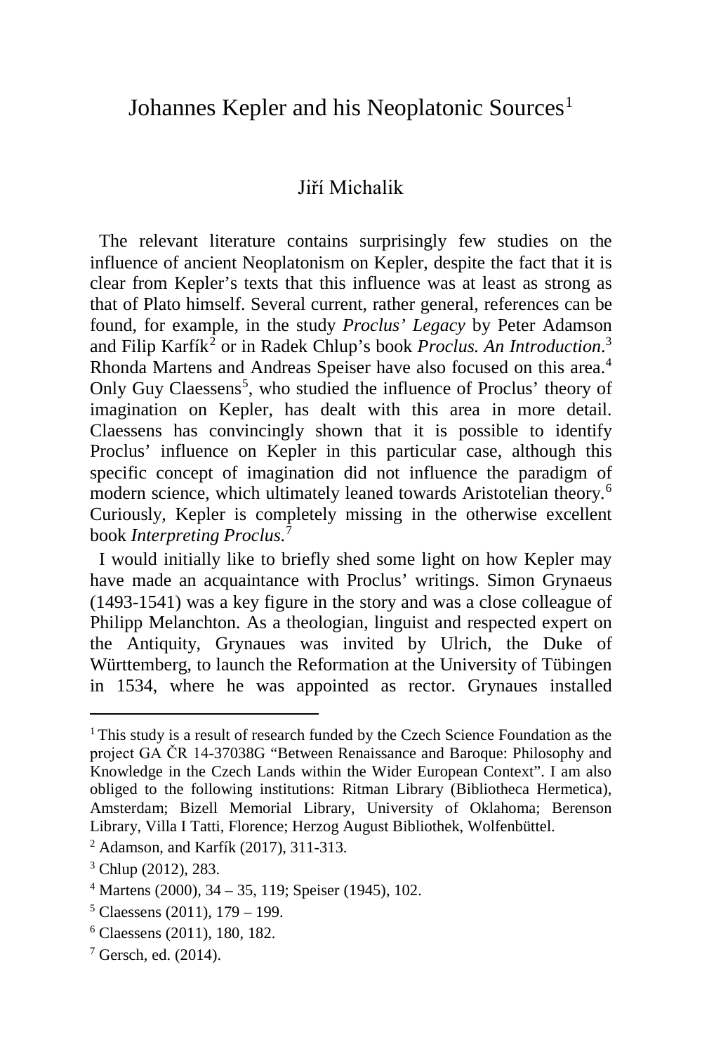# Johannes Kepler and his Neoplatonic Sources[1]

Jiří Michalik

The relevant literature contains surprisingly few studies on the influence of ancient Neoplatonism on Kepler, despite the fact that it is clear from Kepler's texts that this influence was at least as strong as that of Plato himself. Several current, rather general, references can be found, for example, in the study *Proclus' Legacy* by Peter Adamson and Filip Karfík[2] or in Radek Chlup's book *Proclus. An Introduction*.[3] Rhonda Martens and Andreas Speiser have also focused on this area.[4] Only Guy Claessens[5], who studied the influence of Proclus' theory of imagination on Kepler, has dealt with this area in more detail. Claessens has convincingly shown that it is possible to identify Proclus' influence on Kepler in this particular case, although this specific concept of imagination did not influence the paradigm of modern science, which ultimately leaned towards Aristotelian theory.[6] Curiously, Kepler is completely missing in the otherwise excellent book *Interpreting Proclus.*[7]

I would initially like to briefly shed some light on how Kepler may have made an acquaintance with Proclus' writings. Simon Grynaeus (1493-1541) was a key figure in the story and was a close colleague of Philipp Melanchton. As a theologian, linguist and respected expert on the Antiquity, Grynaues was invited by Ulrich, the Duke of Württemberg, to launch the Reformation at the University of Tübingen in 1534, where he was appointed as rector. Grynaues installed

---

[1] This study is a result of research funded by the Czech Science Foundation as the project GA ČR 14-37038G "Between Renaissance and Baroque: Philosophy and Knowledge in the Czech Lands within the Wider European Context". I am also obliged to the following institutions: Ritman Library (Bibliotheca Hermetica), Amsterdam; Bizell Memorial Library, University of Oklahoma; Berenson Library, Villa I Tatti, Florence; Herzog August Bibliothek, Wolfenbüttel.

[2] Adamson, and Karfík (2017), 311-313.

[3] Chlup (2012), 283.

[4] Martens (2000), 34 – 35, 119; Speiser (1945), 102.

[5] Claessens (2011), 179 – 199.

[6] Claessens (2011), 180, 182.

[7] Gersch, ed. (2014).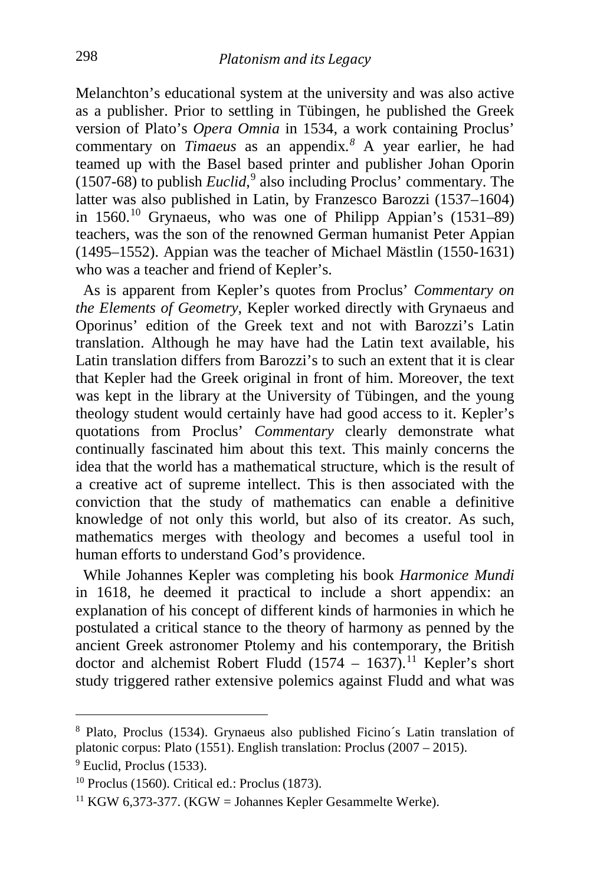Melanchton's educational system at the university and was also active as a publisher. Prior to settling in Tübingen, he published the Greek version of Plato's *Opera Omnia* in 1534, a work containing Proclus' commentary on *Timaeus* as an appendix.[8] A year earlier, he had teamed up with the Basel based printer and publisher Johan Oporin (1507-68) to publish *Euclid*,[9] also including Proclus' commentary. The latter was also published in Latin, by Franzesco Barozzi (1537–1604) in 1560.[10] Grynaeus, who was one of Philipp Appian's (1531–89) teachers, was the son of the renowned German humanist Peter Appian (1495–1552). Appian was the teacher of Michael Mästlin (1550-1631) who was a teacher and friend of Kepler's.

As is apparent from Kepler's quotes from Proclus' *Commentary on the Elements of Geometry*, Kepler worked directly with Grynaeus and Oporinus' edition of the Greek text and not with Barozzi's Latin translation. Although he may have had the Latin text available, his Latin translation differs from Barozzi's to such an extent that it is clear that Kepler had the Greek original in front of him. Moreover, the text was kept in the library at the University of Tübingen, and the young theology student would certainly have had good access to it. Kepler's quotations from Proclus' *Commentary* clearly demonstrate what continually fascinated him about this text. This mainly concerns the idea that the world has a mathematical structure, which is the result of a creative act of supreme intellect. This is then associated with the conviction that the study of mathematics can enable a definitive knowledge of not only this world, but also of its creator. As such, mathematics merges with theology and becomes a useful tool in human efforts to understand God's providence.

While Johannes Kepler was completing his book *Harmonice Mundi* in 1618, he deemed it practical to include a short appendix: an explanation of his concept of different kinds of harmonies in which he postulated a critical stance to the theory of harmony as penned by the ancient Greek astronomer Ptolemy and his contemporary, the British doctor and alchemist Robert Fludd (1574 – 1637).[11] Kepler's short study triggered rather extensive polemics against Fludd and what was

---

[8] Plato, Proclus (1534). Grynaeus also published Ficino´s Latin translation of platonic corpus: Plato (1551). English translation: Proclus (2007 – 2015).

[9] Euclid, Proclus (1533).

[10] Proclus (1560). Critical ed.: Proclus (1873).

[11] KGW 6,373-377. (KGW = Johannes Kepler Gesammelte Werke).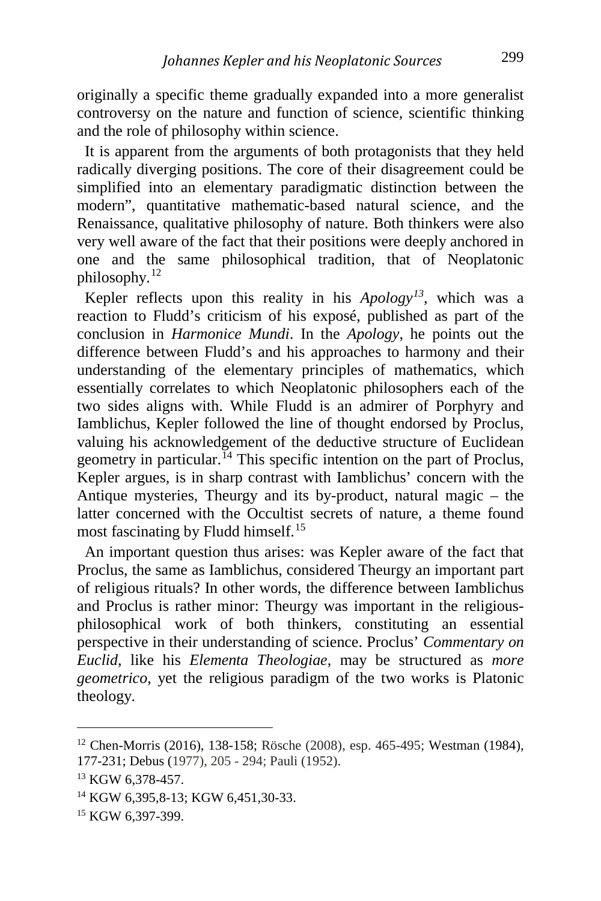originally a specific theme gradually expanded into a more generalist controversy on the nature and function of science, scientific thinking and the role of philosophy within science.

It is apparent from the arguments of both protagonists that they held radically diverging positions. The core of their disagreement could be simplified into an elementary paradigmatic distinction between the modern", quantitative mathematic-based natural science, and the Renaissance, qualitative philosophy of nature. Both thinkers were also very well aware of the fact that their positions were deeply anchored in one and the same philosophical tradition, that of Neoplatonic philosophy.[12]

Kepler reflects upon this reality in his *Apology*[13], which was a reaction to Fludd's criticism of his exposé, published as part of the conclusion in *Harmonice Mundi*. In the *Apology*, he points out the difference between Fludd's and his approaches to harmony and their understanding of the elementary principles of mathematics, which essentially correlates to which Neoplatonic philosophers each of the two sides aligns with. While Fludd is an admirer of Porphyry and Iamblichus, Kepler followed the line of thought endorsed by Proclus, valuing his acknowledgement of the deductive structure of Euclidean geometry in particular.[14] This specific intention on the part of Proclus, Kepler argues, is in sharp contrast with Iamblichus' concern with the Antique mysteries, Theurgy and its by-product, natural magic – the latter concerned with the Occultist secrets of nature, a theme found most fascinating by Fludd himself.[15]

An important question thus arises: was Kepler aware of the fact that Proclus, the same as Iamblichus, considered Theurgy an important part of religious rituals? In other words, the difference between Iamblichus and Proclus is rather minor: Theurgy was important in the religious-philosophical work of both thinkers, constituting an essential perspective in their understanding of science. Proclus' *Commentary on Euclid*, like his *Elementa Theologiae*, may be structured as *more geometrico*, yet the religious paradigm of the two works is Platonic theology.

---

[12] Chen-Morris (2016), 138-158; Rösche (2008), esp. 465-495; Westman (1984), 177-231; Debus (1977), 205 - 294; Pauli (1952).

[13] KGW 6,378-457.

[14] KGW 6,395,8-13; KGW 6,451,30-33.

[15] KGW 6,397-399.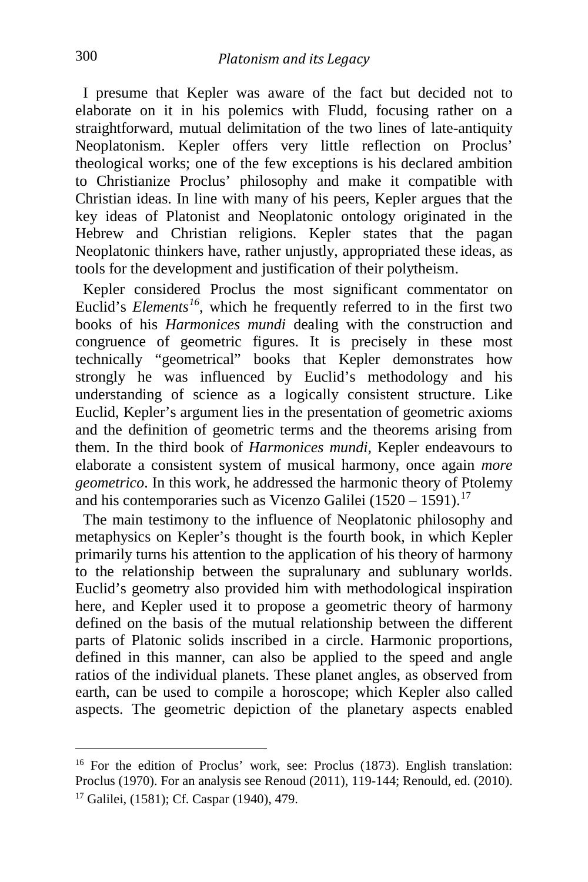I presume that Kepler was aware of the fact but decided not to elaborate on it in his polemics with Fludd, focusing rather on a straightforward, mutual delimitation of the two lines of late-antiquity Neoplatonism. Kepler offers very little reflection on Proclus' theological works; one of the few exceptions is his declared ambition to Christianize Proclus' philosophy and make it compatible with Christian ideas. In line with many of his peers, Kepler argues that the key ideas of Platonist and Neoplatonic ontology originated in the Hebrew and Christian religions. Kepler states that the pagan Neoplatonic thinkers have, rather unjustly, appropriated these ideas, as tools for the development and justification of their polytheism.

Kepler considered Proclus the most significant commentator on Euclid's *Elements*[16], which he frequently referred to in the first two books of his *Harmonices mundi* dealing with the construction and congruence of geometric figures. It is precisely in these most technically "geometrical" books that Kepler demonstrates how strongly he was influenced by Euclid's methodology and his understanding of science as a logically consistent structure. Like Euclid, Kepler's argument lies in the presentation of geometric axioms and the definition of geometric terms and the theorems arising from them. In the third book of *Harmonices mundi,* Kepler endeavours to elaborate a consistent system of musical harmony, once again *more geometrico*. In this work, he addressed the harmonic theory of Ptolemy and his contemporaries such as Vicenzo Galilei (1520 – 1591).[17]

The main testimony to the influence of Neoplatonic philosophy and metaphysics on Kepler's thought is the fourth book, in which Kepler primarily turns his attention to the application of his theory of harmony to the relationship between the supralunary and sublunary worlds. Euclid's geometry also provided him with methodological inspiration here, and Kepler used it to propose a geometric theory of harmony defined on the basis of the mutual relationship between the different parts of Platonic solids inscribed in a circle. Harmonic proportions, defined in this manner, can also be applied to the speed and angle ratios of the individual planets. These planet angles, as observed from earth, can be used to compile a horoscope; which Kepler also called aspects. The geometric depiction of the planetary aspects enabled

---

[16] For the edition of Proclus' work, see: Proclus (1873). English translation: Proclus (1970). For an analysis see Renoud (2011), 119-144; Renould, ed. (2010).

[17] Galilei, (1581); Cf. Caspar (1940), 479.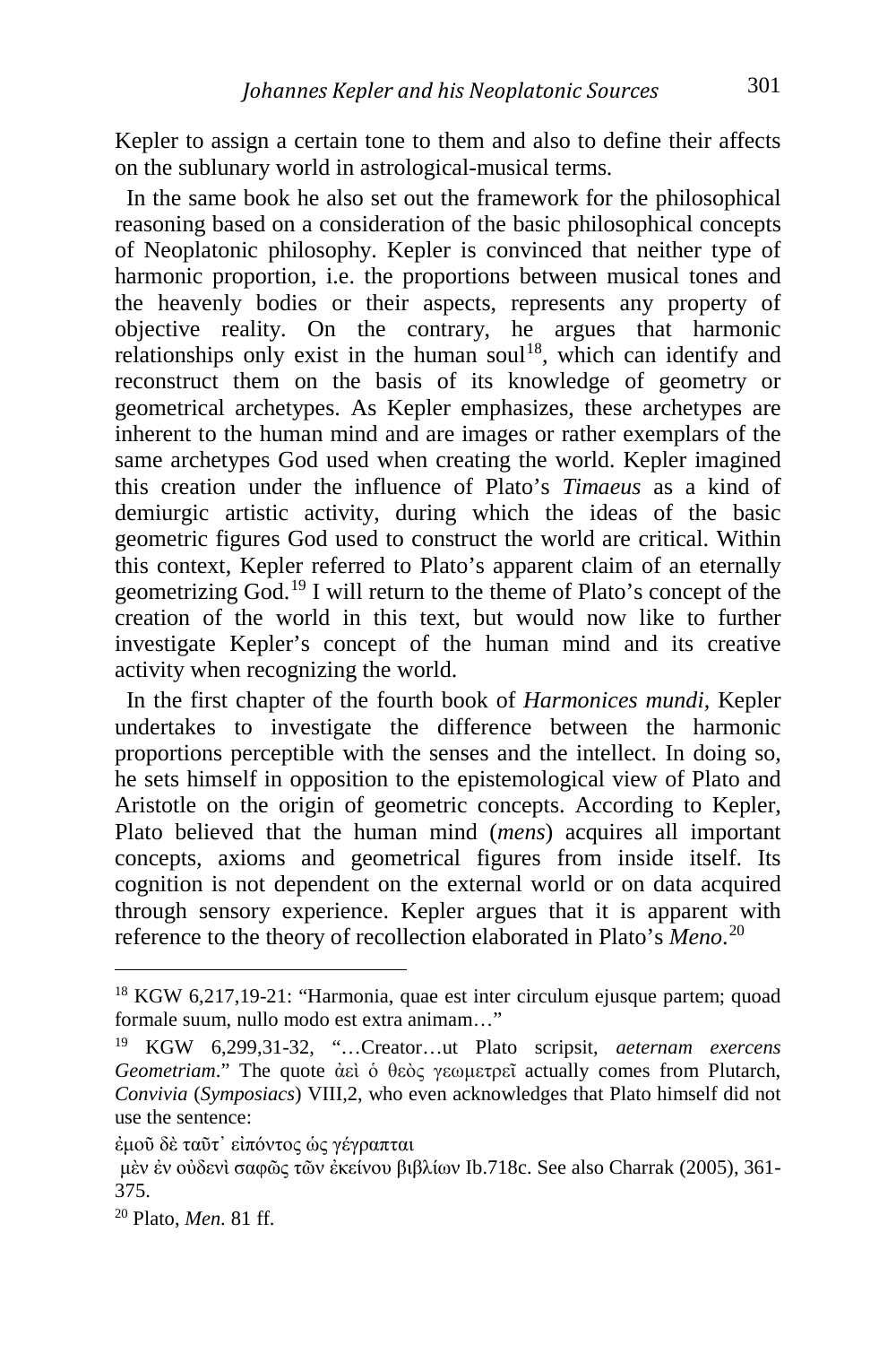Kepler to assign a certain tone to them and also to define their affects on the sublunary world in astrological-musical terms.

In the same book he also set out the framework for the philosophical reasoning based on a consideration of the basic philosophical concepts of Neoplatonic philosophy. Kepler is convinced that neither type of harmonic proportion, i.e. the proportions between musical tones and the heavenly bodies or their aspects, represents any property of objective reality. On the contrary, he argues that harmonic relationships only exist in the human soul[18], which can identify and reconstruct them on the basis of its knowledge of geometry or geometrical archetypes. As Kepler emphasizes, these archetypes are inherent to the human mind and are images or rather exemplars of the same archetypes God used when creating the world. Kepler imagined this creation under the influence of Plato's *Timaeus* as a kind of demiurgic artistic activity, during which the ideas of the basic geometric figures God used to construct the world are critical. Within this context, Kepler referred to Plato's apparent claim of an eternally geometrizing God.[19] I will return to the theme of Plato's concept of the creation of the world in this text, but would now like to further investigate Kepler's concept of the human mind and its creative activity when recognizing the world.

In the first chapter of the fourth book of *Harmonices mundi*, Kepler undertakes to investigate the difference between the harmonic proportions perceptible with the senses and the intellect. In doing so, he sets himself in opposition to the epistemological view of Plato and Aristotle on the origin of geometric concepts. According to Kepler, Plato believed that the human mind (*mens*) acquires all important concepts, axioms and geometrical figures from inside itself. Its cognition is not dependent on the external world or on data acquired through sensory experience. Kepler argues that it is apparent with reference to the theory of recollection elaborated in Plato's *Meno*.[20]

---

[18] KGW 6,217,19-21: "Harmonia, quae est inter circulum ejusque partem; quoad formale suum, nullo modo est extra animam…"

[19] KGW 6,299,31-32, "…Creator…ut Plato scripsit, *aeternam exercens Geometriam*." The quote ἀεὶ ὁ θεὸς γεωμετρεῖ actually comes from Plutarch, *Convivia* (*Symposiacs*) VIII,2, who even acknowledges that Plato himself did not use the sentence:

ἐμοῦ δὲ ταῦτ᾽ εἰπόντος ὡς γέγραπται

μὲν ἐν οὐδενὶ σαφῶς τῶν ἐκείνου βιβλίων Ib.718c. See also Charrak (2005), 361-375.

[20] Plato, *Men.* 81 ff.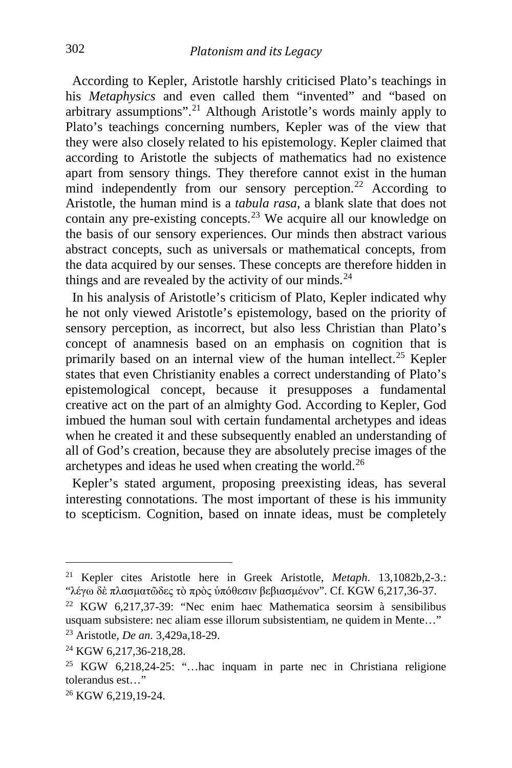According to Kepler, Aristotle harshly criticised Plato's teachings in his *Metaphysics* and even called them "invented" and "based on arbitrary assumptions".[21] Although Aristotle's words mainly apply to Plato's teachings concerning numbers, Kepler was of the view that they were also closely related to his epistemology. Kepler claimed that according to Aristotle the subjects of mathematics had no existence apart from sensory things. They therefore cannot exist in the human mind independently from our sensory perception.[22] According to Aristotle, the human mind is a *tabula rasa*, a blank slate that does not contain any pre-existing concepts.[23] We acquire all our knowledge on the basis of our sensory experiences. Our minds then abstract various abstract concepts, such as universals or mathematical concepts, from the data acquired by our senses. These concepts are therefore hidden in things and are revealed by the activity of our minds.[24]

In his analysis of Aristotle's criticism of Plato, Kepler indicated why he not only viewed Aristotle's epistemology, based on the priority of sensory perception, as incorrect, but also less Christian than Plato's concept of anamnesis based on an emphasis on cognition that is primarily based on an internal view of the human intellect.[25] Kepler states that even Christianity enables a correct understanding of Plato's epistemological concept, because it presupposes a fundamental creative act on the part of an almighty God. According to Kepler, God imbued the human soul with certain fundamental archetypes and ideas when he created it and these subsequently enabled an understanding of all of God's creation, because they are absolutely precise images of the archetypes and ideas he used when creating the world.[26]

Kepler's stated argument, proposing preexisting ideas, has several interesting connotations. The most important of these is his immunity to scepticism. Cognition, based on innate ideas, must be completely

---

[21] Kepler cites Aristotle here in Greek Aristotle, *Metaph.* 13,1082b,2-3.: "λέγω δὲ πλασματῶδες τὸ πρὸς ὑπόθεσιν βεβιασμένον". Cf. KGW 6,217,36-37.

[22] KGW 6,217,37-39: "Nec enim haec Mathematica seorsim à sensibilibus usquam subsistere: nec aliam esse illorum subsistentiam, ne quidem in Mente…"

[23] Aristotle, *De an.* 3,429a,18-29.

[24] KGW 6,217,36-218,28.

[25] KGW 6,218,24-25: "…hac inquam in parte nec in Christiana religione tolerandus est…"

[26] KGW 6,219,19-24.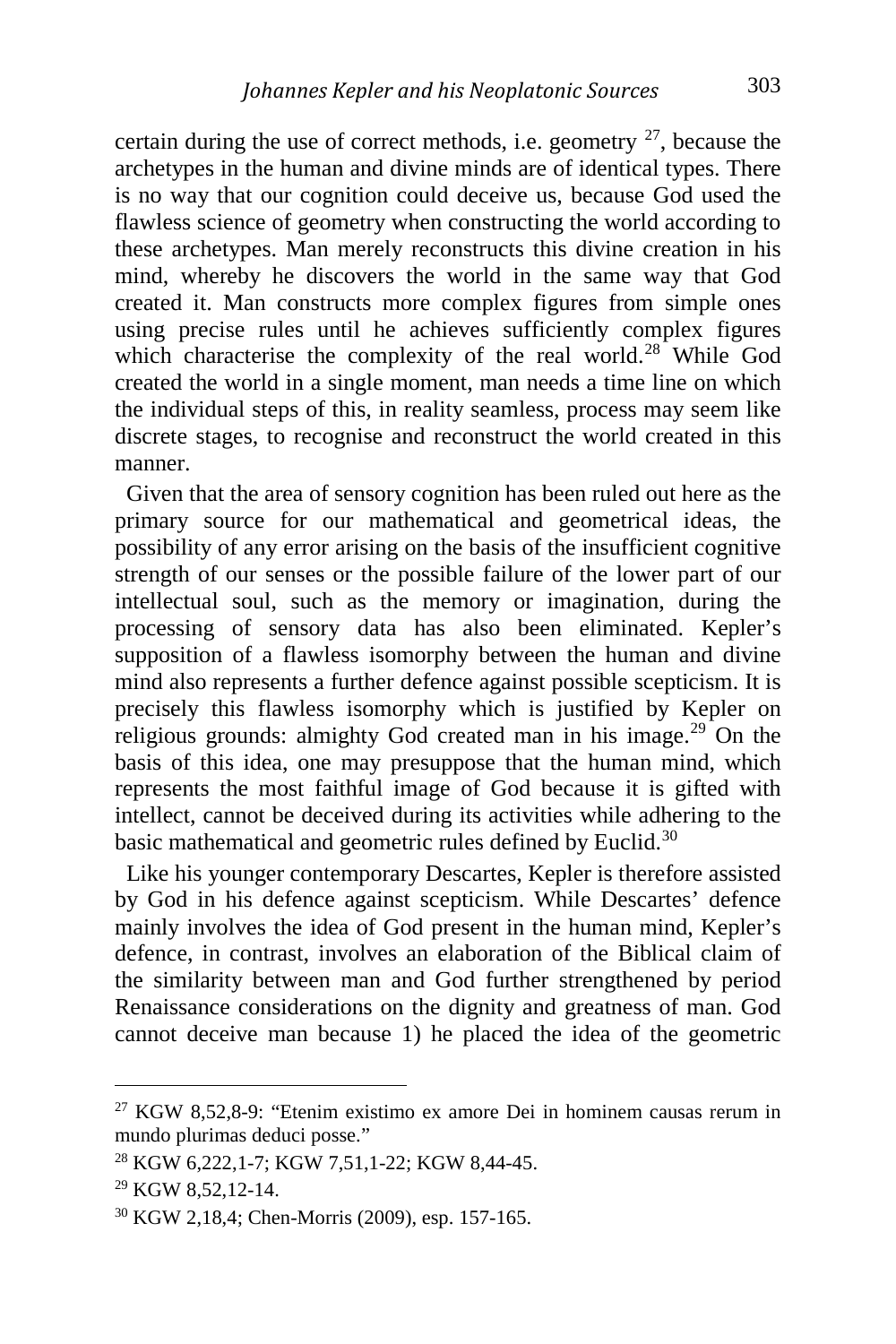certain during the use of correct methods, i.e. geometry [27], because the archetypes in the human and divine minds are of identical types. There is no way that our cognition could deceive us, because God used the flawless science of geometry when constructing the world according to these archetypes. Man merely reconstructs this divine creation in his mind, whereby he discovers the world in the same way that God created it. Man constructs more complex figures from simple ones using precise rules until he achieves sufficiently complex figures which characterise the complexity of the real world.[28] While God created the world in a single moment, man needs a time line on which the individual steps of this, in reality seamless, process may seem like discrete stages, to recognise and reconstruct the world created in this manner.

Given that the area of sensory cognition has been ruled out here as the primary source for our mathematical and geometrical ideas, the possibility of any error arising on the basis of the insufficient cognitive strength of our senses or the possible failure of the lower part of our intellectual soul, such as the memory or imagination, during the processing of sensory data has also been eliminated. Kepler's supposition of a flawless isomorphy between the human and divine mind also represents a further defence against possible scepticism. It is precisely this flawless isomorphy which is justified by Kepler on religious grounds: almighty God created man in his image.[29] On the basis of this idea, one may presuppose that the human mind, which represents the most faithful image of God because it is gifted with intellect, cannot be deceived during its activities while adhering to the basic mathematical and geometric rules defined by Euclid.[30]

Like his younger contemporary Descartes, Kepler is therefore assisted by God in his defence against scepticism. While Descartes' defence mainly involves the idea of God present in the human mind, Kepler's defence, in contrast, involves an elaboration of the Biblical claim of the similarity between man and God further strengthened by period Renaissance considerations on the dignity and greatness of man. God cannot deceive man because 1) he placed the idea of the geometric

---

[27] KGW 8,52,8-9: "Etenim existimo ex amore Dei in hominem causas rerum in mundo plurimas deduci posse."

[28] KGW 6,222,1-7; KGW 7,51,1-22; KGW 8,44-45.

[29] KGW 8,52,12-14.

[30] KGW 2,18,4; Chen-Morris (2009), esp. 157-165.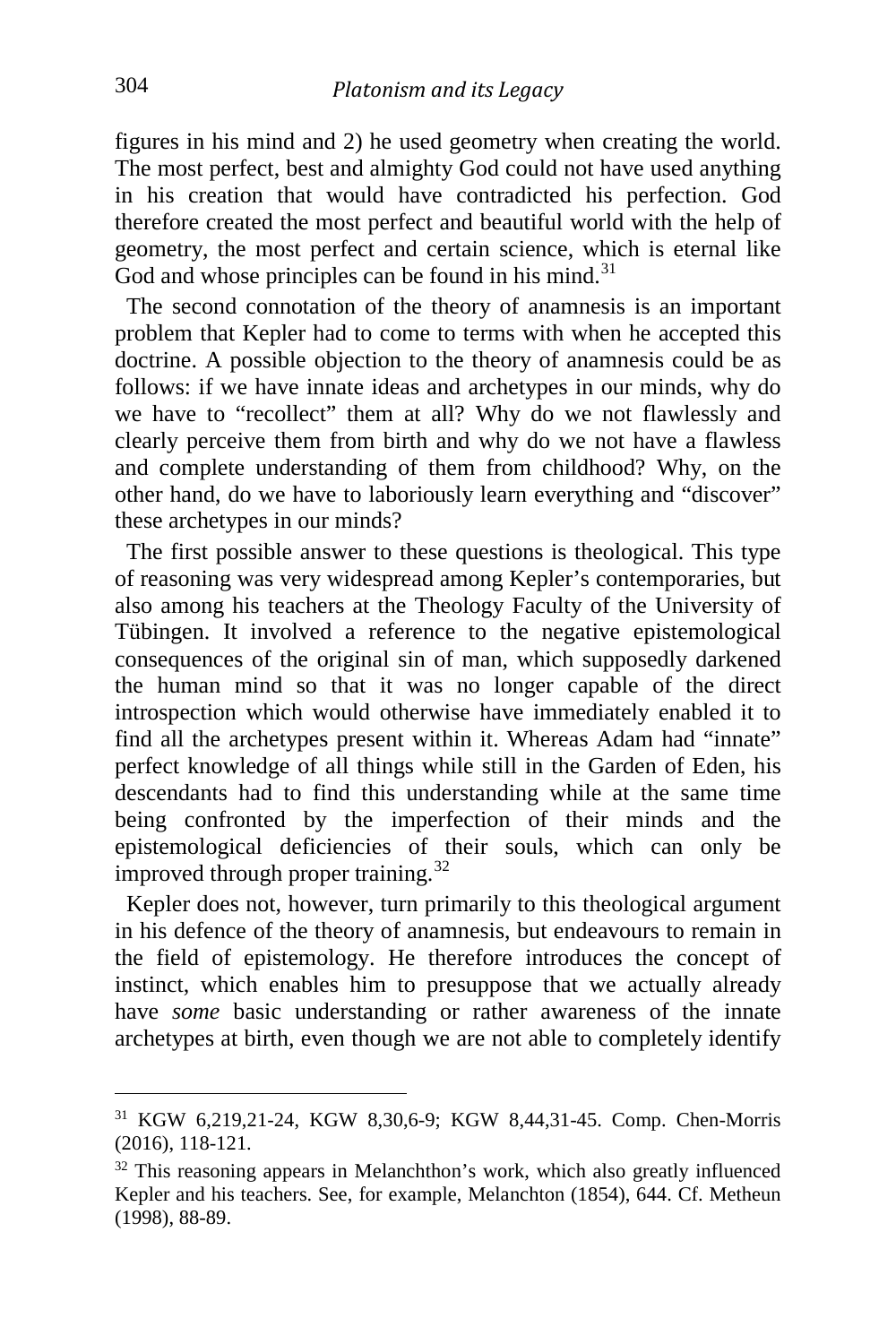figures in his mind and 2) he used geometry when creating the world. The most perfect, best and almighty God could not have used anything in his creation that would have contradicted his perfection. God therefore created the most perfect and beautiful world with the help of geometry, the most perfect and certain science, which is eternal like God and whose principles can be found in his mind.[31]

The second connotation of the theory of anamnesis is an important problem that Kepler had to come to terms with when he accepted this doctrine. A possible objection to the theory of anamnesis could be as follows: if we have innate ideas and archetypes in our minds, why do we have to "recollect" them at all? Why do we not flawlessly and clearly perceive them from birth and why do we not have a flawless and complete understanding of them from childhood? Why, on the other hand, do we have to laboriously learn everything and "discover" these archetypes in our minds?

The first possible answer to these questions is theological. This type of reasoning was very widespread among Kepler's contemporaries, but also among his teachers at the Theology Faculty of the University of Tübingen. It involved a reference to the negative epistemological consequences of the original sin of man, which supposedly darkened the human mind so that it was no longer capable of the direct introspection which would otherwise have immediately enabled it to find all the archetypes present within it. Whereas Adam had "innate" perfect knowledge of all things while still in the Garden of Eden, his descendants had to find this understanding while at the same time being confronted by the imperfection of their minds and the epistemological deficiencies of their souls, which can only be improved through proper training.[32]

Kepler does not, however, turn primarily to this theological argument in his defence of the theory of anamnesis, but endeavours to remain in the field of epistemology. He therefore introduces the concept of instinct, which enables him to presuppose that we actually already have *some* basic understanding or rather awareness of the innate archetypes at birth, even though we are not able to completely identify

---

[31] KGW 6,219,21-24, KGW 8,30,6-9; KGW 8,44,31-45. Comp. Chen-Morris (2016), 118-121.

[32] This reasoning appears in Melanchthon's work, which also greatly influenced Kepler and his teachers. See, for example, Melanchton (1854), 644. Cf. Metheun (1998), 88-89.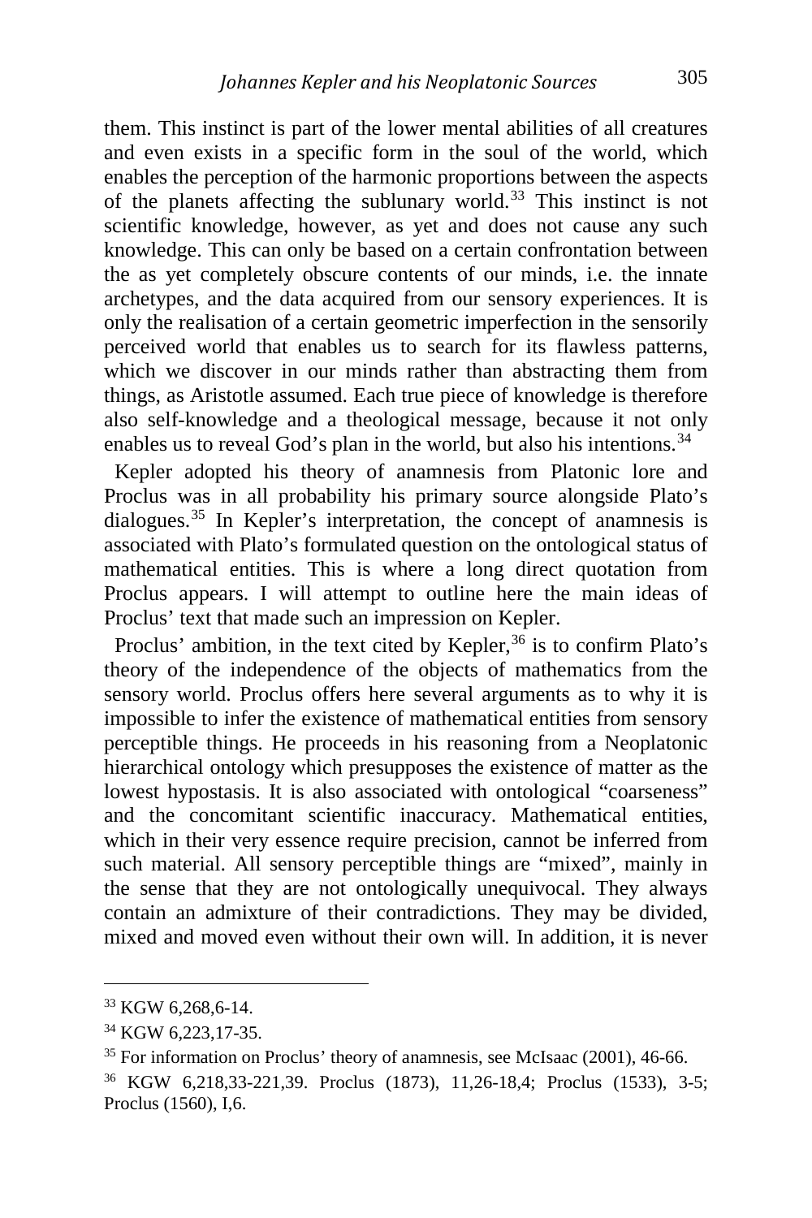them. This instinct is part of the lower mental abilities of all creatures and even exists in a specific form in the soul of the world, which enables the perception of the harmonic proportions between the aspects of the planets affecting the sublunary world.[33] This instinct is not scientific knowledge, however, as yet and does not cause any such knowledge. This can only be based on a certain confrontation between the as yet completely obscure contents of our minds, i.e. the innate archetypes, and the data acquired from our sensory experiences. It is only the realisation of a certain geometric imperfection in the sensorily perceived world that enables us to search for its flawless patterns, which we discover in our minds rather than abstracting them from things, as Aristotle assumed. Each true piece of knowledge is therefore also self-knowledge and a theological message, because it not only enables us to reveal God's plan in the world, but also his intentions.[34]

Kepler adopted his theory of anamnesis from Platonic lore and Proclus was in all probability his primary source alongside Plato's dialogues.[35] In Kepler's interpretation, the concept of anamnesis is associated with Plato's formulated question on the ontological status of mathematical entities. This is where a long direct quotation from Proclus appears. I will attempt to outline here the main ideas of Proclus' text that made such an impression on Kepler.

Proclus' ambition, in the text cited by Kepler,[36] is to confirm Plato's theory of the independence of the objects of mathematics from the sensory world. Proclus offers here several arguments as to why it is impossible to infer the existence of mathematical entities from sensory perceptible things. He proceeds in his reasoning from a Neoplatonic hierarchical ontology which presupposes the existence of matter as the lowest hypostasis. It is also associated with ontological "coarseness" and the concomitant scientific inaccuracy. Mathematical entities, which in their very essence require precision, cannot be inferred from such material. All sensory perceptible things are "mixed", mainly in the sense that they are not ontologically unequivocal. They always contain an admixture of their contradictions. They may be divided, mixed and moved even without their own will. In addition, it is never

---

[33] KGW 6,268,6-14.

[34] KGW 6,223,17-35.

[35] For information on Proclus' theory of anamnesis, see McIsaac (2001), 46-66.

[36] KGW 6,218,33-221,39. Proclus (1873), 11,26-18,4; Proclus (1533), 3-5; Proclus (1560), I,6.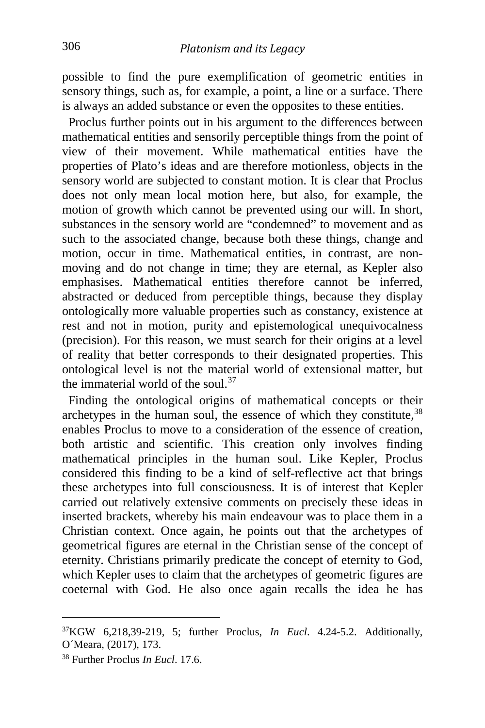possible to find the pure exemplification of geometric entities in sensory things, such as, for example, a point, a line or a surface. There is always an added substance or even the opposites to these entities.

Proclus further points out in his argument to the differences between mathematical entities and sensorily perceptible things from the point of view of their movement. While mathematical entities have the properties of Plato's ideas and are therefore motionless, objects in the sensory world are subjected to constant motion. It is clear that Proclus does not only mean local motion here, but also, for example, the motion of growth which cannot be prevented using our will. In short, substances in the sensory world are "condemned" to movement and as such to the associated change, because both these things, change and motion, occur in time. Mathematical entities, in contrast, are non-moving and do not change in time; they are eternal, as Kepler also emphasises. Mathematical entities therefore cannot be inferred, abstracted or deduced from perceptible things, because they display ontologically more valuable properties such as constancy, existence at rest and not in motion, purity and epistemological unequivocalness (precision). For this reason, we must search for their origins at a level of reality that better corresponds to their designated properties. This ontological level is not the material world of extensional matter, but the immaterial world of the soul.[37]

Finding the ontological origins of mathematical concepts or their archetypes in the human soul, the essence of which they constitute,[38] enables Proclus to move to a consideration of the essence of creation, both artistic and scientific. This creation only involves finding mathematical principles in the human soul. Like Kepler, Proclus considered this finding to be a kind of self-reflective act that brings these archetypes into full consciousness. It is of interest that Kepler carried out relatively extensive comments on precisely these ideas in inserted brackets, whereby his main endeavour was to place them in a Christian context. Once again, he points out that the archetypes of geometrical figures are eternal in the Christian sense of the concept of eternity. Christians primarily predicate the concept of eternity to God, which Kepler uses to claim that the archetypes of geometric figures are coeternal with God. He also once again recalls the idea he has

---

[37] KGW 6,218,39-219, 5; further Proclus, *In Eucl*. 4.24-5.2. Additionally, O´Meara, (2017), 173.

[38] Further Proclus *In Eucl*. 17.6.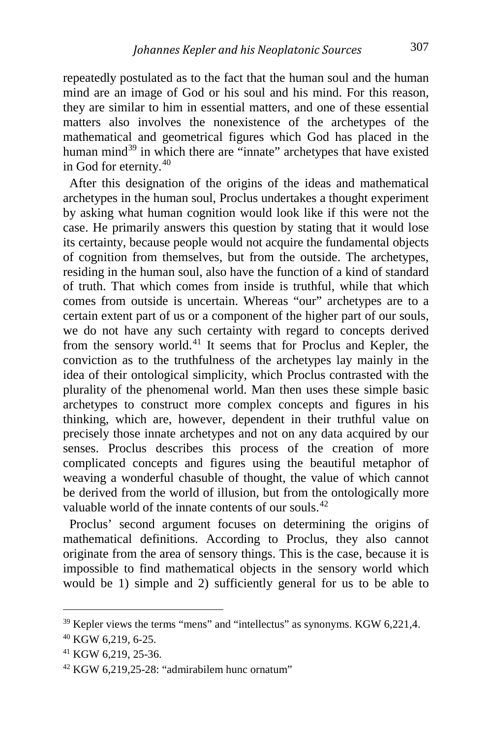repeatedly postulated as to the fact that the human soul and the human mind are an image of God or his soul and his mind. For this reason, they are similar to him in essential matters, and one of these essential matters also involves the nonexistence of the archetypes of the mathematical and geometrical figures which God has placed in the human mind[39] in which there are "innate" archetypes that have existed in God for eternity.[40]

After this designation of the origins of the ideas and mathematical archetypes in the human soul, Proclus undertakes a thought experiment by asking what human cognition would look like if this were not the case. He primarily answers this question by stating that it would lose its certainty, because people would not acquire the fundamental objects of cognition from themselves, but from the outside. The archetypes, residing in the human soul, also have the function of a kind of standard of truth. That which comes from inside is truthful, while that which comes from outside is uncertain. Whereas "our" archetypes are to a certain extent part of us or a component of the higher part of our souls, we do not have any such certainty with regard to concepts derived from the sensory world.[41] It seems that for Proclus and Kepler, the conviction as to the truthfulness of the archetypes lay mainly in the idea of their ontological simplicity, which Proclus contrasted with the plurality of the phenomenal world. Man then uses these simple basic archetypes to construct more complex concepts and figures in his thinking, which are, however, dependent in their truthful value on precisely those innate archetypes and not on any data acquired by our senses. Proclus describes this process of the creation of more complicated concepts and figures using the beautiful metaphor of weaving a wonderful chasuble of thought, the value of which cannot be derived from the world of illusion, but from the ontologically more valuable world of the innate contents of our souls.[42]

Proclus' second argument focuses on determining the origins of mathematical definitions. According to Proclus, they also cannot originate from the area of sensory things. This is the case, because it is impossible to find mathematical objects in the sensory world which would be 1) simple and 2) sufficiently general for us to be able to

---

[39] Kepler views the terms "mens" and "intellectus" as synonyms. KGW 6,221,4.

[40] KGW 6,219, 6-25.

[41] KGW 6,219, 25-36.

[42] KGW 6,219,25-28: "admirabilem hunc ornatum"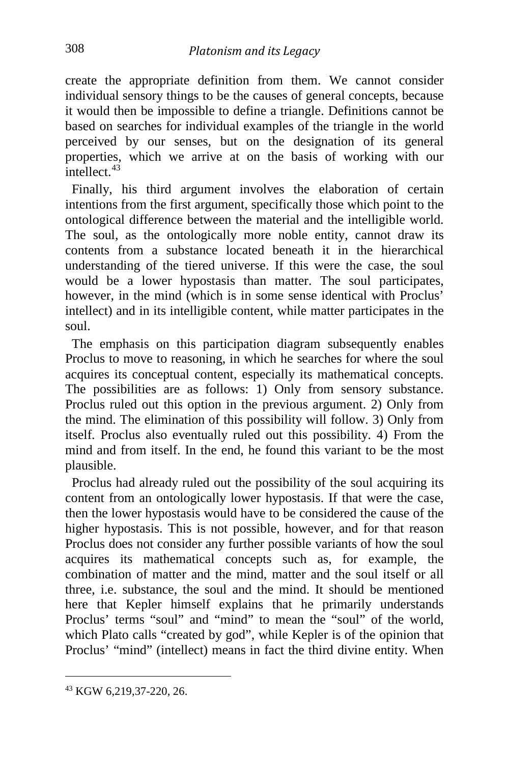create the appropriate definition from them. We cannot consider individual sensory things to be the causes of general concepts, because it would then be impossible to define a triangle. Definitions cannot be based on searches for individual examples of the triangle in the world perceived by our senses, but on the designation of its general properties, which we arrive at on the basis of working with our intellect.[43]

Finally, his third argument involves the elaboration of certain intentions from the first argument, specifically those which point to the ontological difference between the material and the intelligible world. The soul, as the ontologically more noble entity, cannot draw its contents from a substance located beneath it in the hierarchical understanding of the tiered universe. If this were the case, the soul would be a lower hypostasis than matter. The soul participates, however, in the mind (which is in some sense identical with Proclus' intellect) and in its intelligible content, while matter participates in the soul.

The emphasis on this participation diagram subsequently enables Proclus to move to reasoning, in which he searches for where the soul acquires its conceptual content, especially its mathematical concepts. The possibilities are as follows: 1) Only from sensory substance. Proclus ruled out this option in the previous argument. 2) Only from the mind. The elimination of this possibility will follow. 3) Only from itself. Proclus also eventually ruled out this possibility. 4) From the mind and from itself. In the end, he found this variant to be the most plausible.

Proclus had already ruled out the possibility of the soul acquiring its content from an ontologically lower hypostasis. If that were the case, then the lower hypostasis would have to be considered the cause of the higher hypostasis. This is not possible, however, and for that reason Proclus does not consider any further possible variants of how the soul acquires its mathematical concepts such as, for example, the combination of matter and the mind, matter and the soul itself or all three, i.e. substance, the soul and the mind. It should be mentioned here that Kepler himself explains that he primarily understands Proclus' terms "soul" and "mind" to mean the "soul" of the world, which Plato calls "created by god", while Kepler is of the opinion that Proclus' "mind" (intellect) means in fact the third divine entity. When

[43] KGW 6,219,37-220, 26.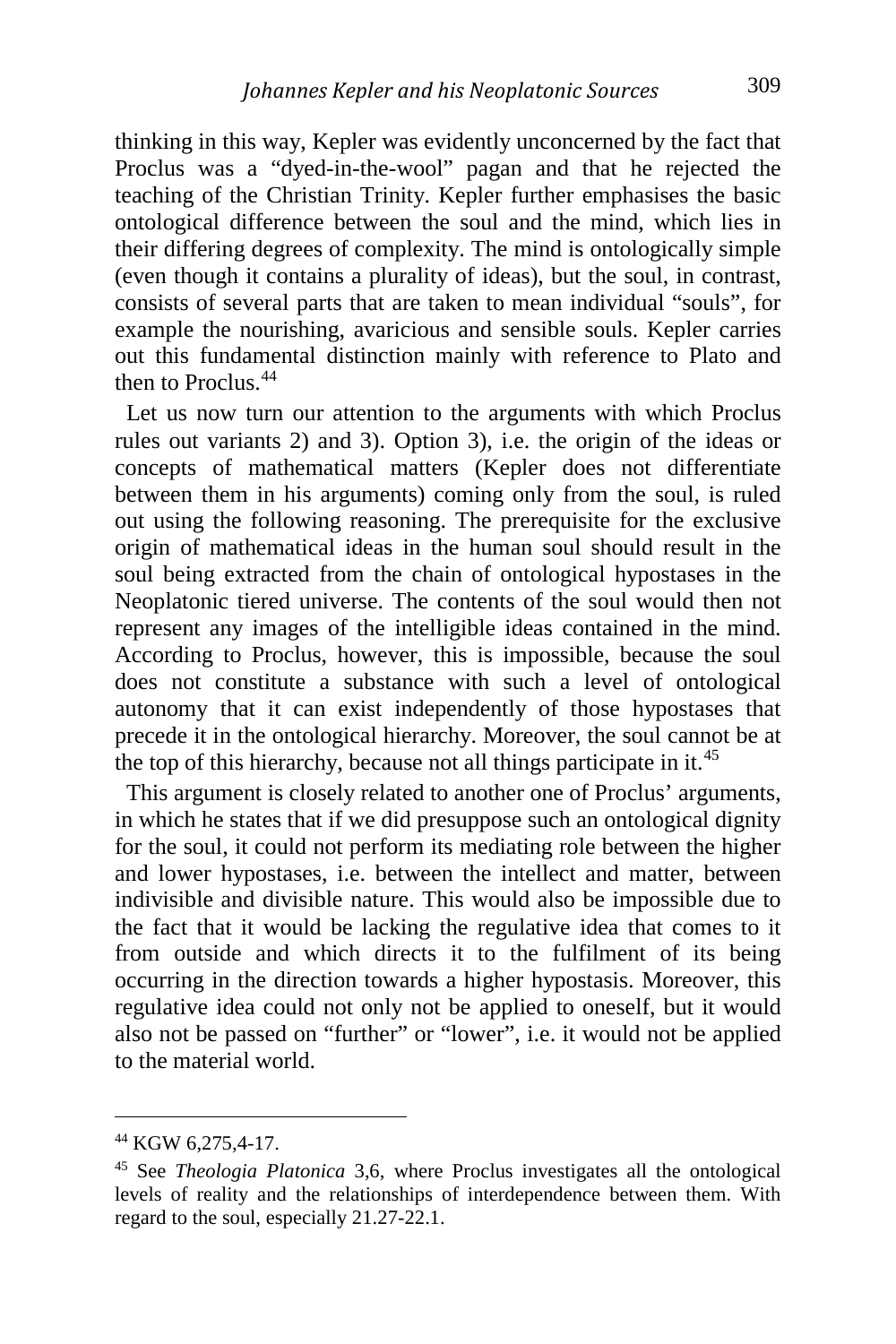thinking in this way, Kepler was evidently unconcerned by the fact that Proclus was a "dyed-in-the-wool" pagan and that he rejected the teaching of the Christian Trinity. Kepler further emphasises the basic ontological difference between the soul and the mind, which lies in their differing degrees of complexity. The mind is ontologically simple (even though it contains a plurality of ideas), but the soul, in contrast, consists of several parts that are taken to mean individual "souls", for example the nourishing, avaricious and sensible souls. Kepler carries out this fundamental distinction mainly with reference to Plato and then to Proclus.[44]

Let us now turn our attention to the arguments with which Proclus rules out variants 2) and 3). Option 3), i.e. the origin of the ideas or concepts of mathematical matters (Kepler does not differentiate between them in his arguments) coming only from the soul, is ruled out using the following reasoning. The prerequisite for the exclusive origin of mathematical ideas in the human soul should result in the soul being extracted from the chain of ontological hypostases in the Neoplatonic tiered universe. The contents of the soul would then not represent any images of the intelligible ideas contained in the mind. According to Proclus, however, this is impossible, because the soul does not constitute a substance with such a level of ontological autonomy that it can exist independently of those hypostases that precede it in the ontological hierarchy. Moreover, the soul cannot be at the top of this hierarchy, because not all things participate in it.[45]

This argument is closely related to another one of Proclus' arguments, in which he states that if we did presuppose such an ontological dignity for the soul, it could not perform its mediating role between the higher and lower hypostases, i.e. between the intellect and matter, between indivisible and divisible nature. This would also be impossible due to the fact that it would be lacking the regulative idea that comes to it from outside and which directs it to the fulfilment of its being occurring in the direction towards a higher hypostasis. Moreover, this regulative idea could not only not be applied to oneself, but it would also not be passed on "further" or "lower", i.e. it would not be applied to the material world.

---

[44] KGW 6,275,4-17.

[45] See *Theologia Platonica* 3,6, where Proclus investigates all the ontological levels of reality and the relationships of interdependence between them. With regard to the soul, especially 21.27-22.1.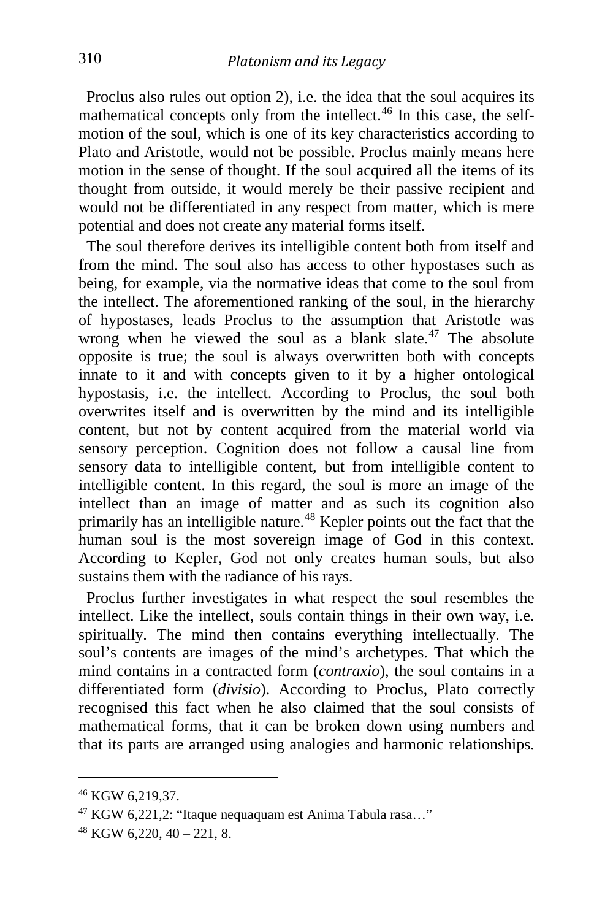Proclus also rules out option 2), i.e. the idea that the soul acquires its mathematical concepts only from the intellect.[46] In this case, the self-motion of the soul, which is one of its key characteristics according to Plato and Aristotle, would not be possible. Proclus mainly means here motion in the sense of thought. If the soul acquired all the items of its thought from outside, it would merely be their passive recipient and would not be differentiated in any respect from matter, which is mere potential and does not create any material forms itself.

The soul therefore derives its intelligible content both from itself and from the mind. The soul also has access to other hypostases such as being, for example, via the normative ideas that come to the soul from the intellect. The aforementioned ranking of the soul, in the hierarchy of hypostases, leads Proclus to the assumption that Aristotle was wrong when he viewed the soul as a blank slate.[47] The absolute opposite is true; the soul is always overwritten both with concepts innate to it and with concepts given to it by a higher ontological hypostasis, i.e. the intellect. According to Proclus, the soul both overwrites itself and is overwritten by the mind and its intelligible content, but not by content acquired from the material world via sensory perception. Cognition does not follow a causal line from sensory data to intelligible content, but from intelligible content to intelligible content. In this regard, the soul is more an image of the intellect than an image of matter and as such its cognition also primarily has an intelligible nature.[48] Kepler points out the fact that the human soul is the most sovereign image of God in this context. According to Kepler, God not only creates human souls, but also sustains them with the radiance of his rays.

Proclus further investigates in what respect the soul resembles the intellect. Like the intellect, souls contain things in their own way, i.e. spiritually. The mind then contains everything intellectually. The soul's contents are images of the mind's archetypes. That which the mind contains in a contracted form (*contraxio*), the soul contains in a differentiated form (*divisio*). According to Proclus, Plato correctly recognised this fact when he also claimed that the soul consists of mathematical forms, that it can be broken down using numbers and that its parts are arranged using analogies and harmonic relationships.

---

[46] KGW 6,219,37.

[47] KGW 6,221,2: "Itaque nequaquam est Anima Tabula rasa…"

[48] KGW 6,220, 40 – 221, 8.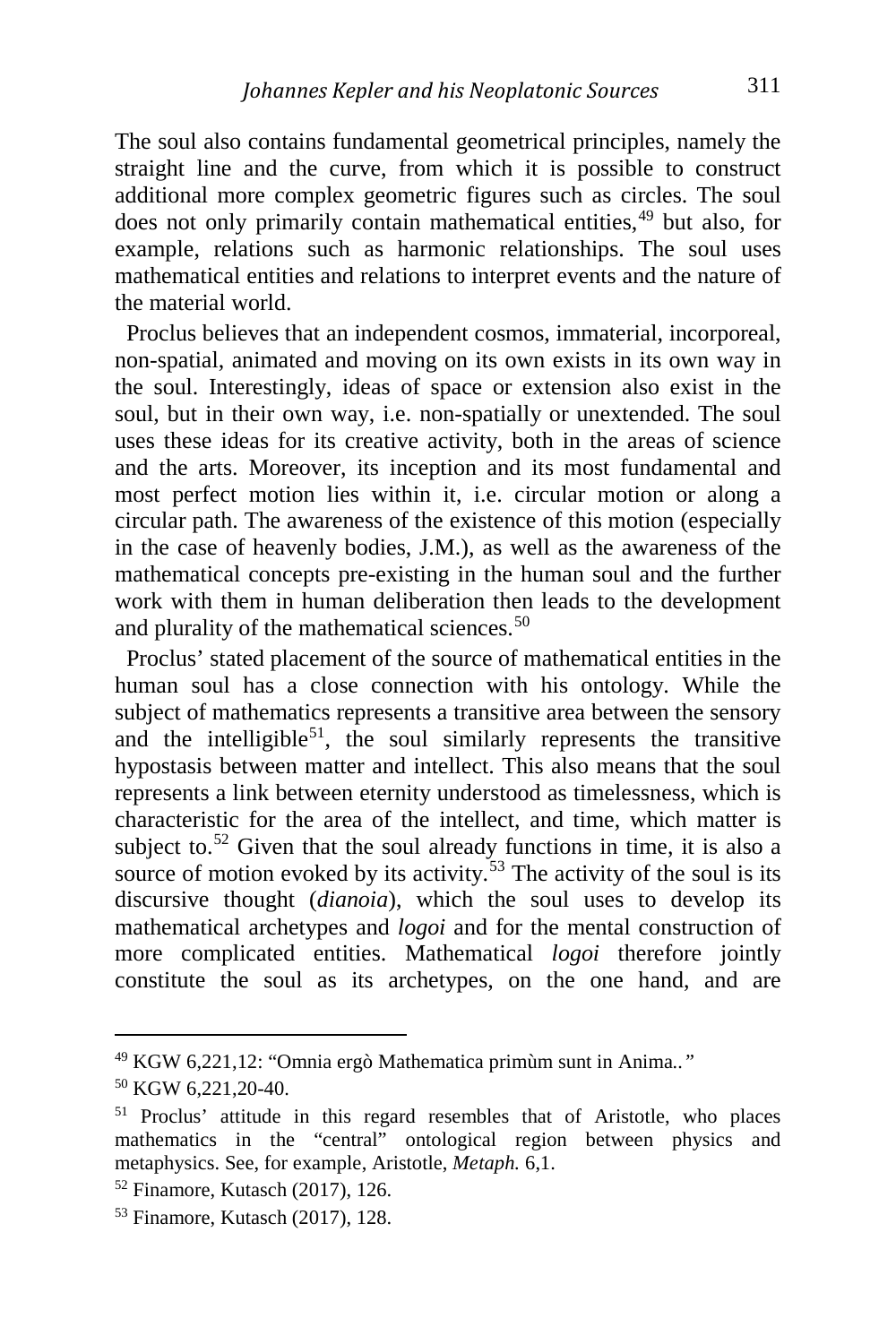The soul also contains fundamental geometrical principles, namely the straight line and the curve, from which it is possible to construct additional more complex geometric figures such as circles. The soul does not only primarily contain mathematical entities,[49] but also, for example, relations such as harmonic relationships. The soul uses mathematical entities and relations to interpret events and the nature of the material world.

Proclus believes that an independent cosmos, immaterial, incorporeal, non-spatial, animated and moving on its own exists in its own way in the soul. Interestingly, ideas of space or extension also exist in the soul, but in their own way, i.e. non-spatially or unextended. The soul uses these ideas for its creative activity, both in the areas of science and the arts. Moreover, its inception and its most fundamental and most perfect motion lies within it, i.e. circular motion or along a circular path. The awareness of the existence of this motion (especially in the case of heavenly bodies, J.M.), as well as the awareness of the mathematical concepts pre-existing in the human soul and the further work with them in human deliberation then leads to the development and plurality of the mathematical sciences.[50]

Proclus' stated placement of the source of mathematical entities in the human soul has a close connection with his ontology. While the subject of mathematics represents a transitive area between the sensory and the intelligible[51], the soul similarly represents the transitive hypostasis between matter and intellect. This also means that the soul represents a link between eternity understood as timelessness, which is characteristic for the area of the intellect, and time, which matter is subject to.[52] Given that the soul already functions in time, it is also a source of motion evoked by its activity.[53] The activity of the soul is its discursive thought (*dianoia*), which the soul uses to develop its mathematical archetypes and *logoi* and for the mental construction of more complicated entities. Mathematical *logoi* therefore jointly constitute the soul as its archetypes, on the one hand, and are

---

[49] KGW 6,221,12: "Omnia ergò Mathematica primùm sunt in Anima.."

[50] KGW 6,221,20-40.

[51] Proclus' attitude in this regard resembles that of Aristotle, who places mathematics in the "central" ontological region between physics and metaphysics. See, for example, Aristotle, *Metaph.* 6,1.

[52] Finamore, Kutasch (2017), 126.

[53] Finamore, Kutasch (2017), 128.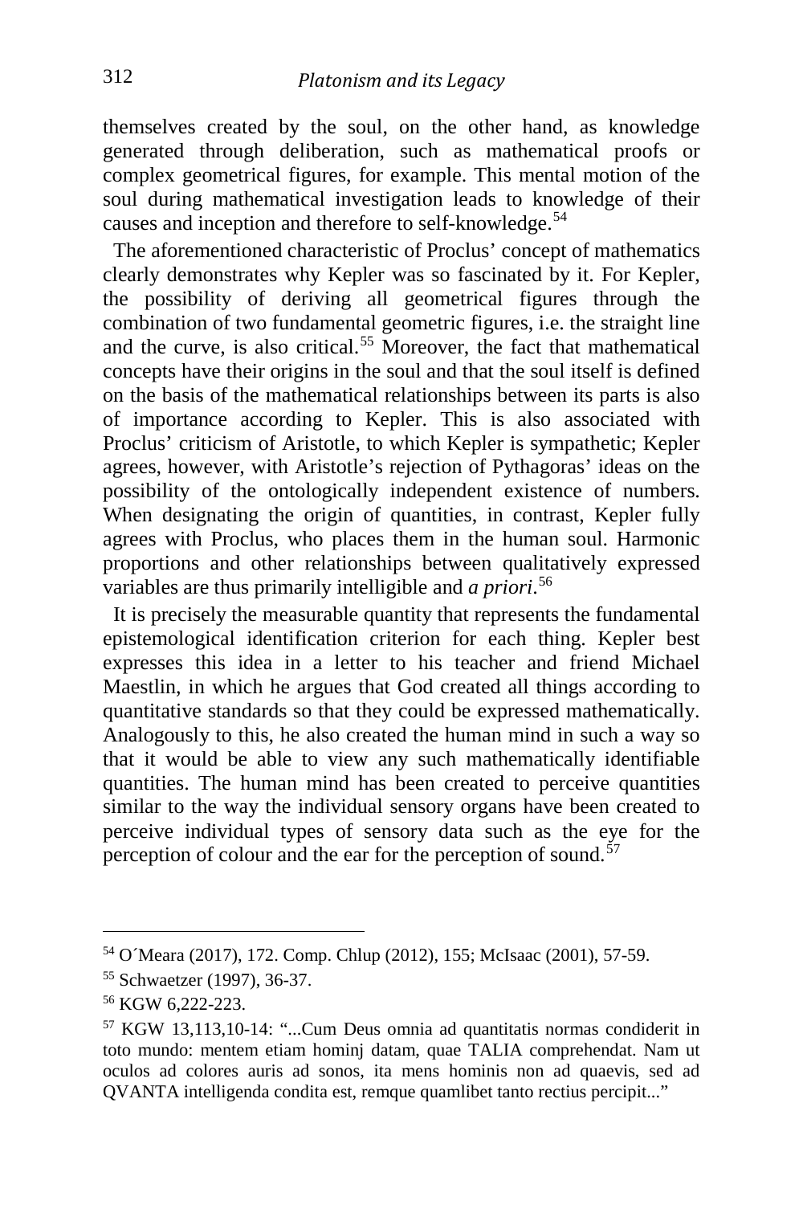themselves created by the soul, on the other hand, as knowledge generated through deliberation, such as mathematical proofs or complex geometrical figures, for example. This mental motion of the soul during mathematical investigation leads to knowledge of their causes and inception and therefore to self-knowledge.[54]

The aforementioned characteristic of Proclus' concept of mathematics clearly demonstrates why Kepler was so fascinated by it. For Kepler, the possibility of deriving all geometrical figures through the combination of two fundamental geometric figures, i.e. the straight line and the curve, is also critical.[55] Moreover, the fact that mathematical concepts have their origins in the soul and that the soul itself is defined on the basis of the mathematical relationships between its parts is also of importance according to Kepler. This is also associated with Proclus' criticism of Aristotle, to which Kepler is sympathetic; Kepler agrees, however, with Aristotle's rejection of Pythagoras' ideas on the possibility of the ontologically independent existence of numbers. When designating the origin of quantities, in contrast, Kepler fully agrees with Proclus, who places them in the human soul. Harmonic proportions and other relationships between qualitatively expressed variables are thus primarily intelligible and *a priori*.[56]

It is precisely the measurable quantity that represents the fundamental epistemological identification criterion for each thing. Kepler best expresses this idea in a letter to his teacher and friend Michael Maestlin, in which he argues that God created all things according to quantitative standards so that they could be expressed mathematically. Analogously to this, he also created the human mind in such a way so that it would be able to view any such mathematically identifiable quantities. The human mind has been created to perceive quantities similar to the way the individual sensory organs have been created to perceive individual types of sensory data such as the eye for the perception of colour and the ear for the perception of sound.[57]

---

[54] O´Meara (2017), 172. Comp. Chlup (2012), 155; McIsaac (2001), 57-59.

[55] Schwaetzer (1997), 36-37.

[56] KGW 6,222-223.

[57] KGW 13,113,10-14: "...Cum Deus omnia ad quantitatis normas condiderit in toto mundo: mentem etiam hominj datam, quae TALIA comprehendat. Nam ut oculos ad colores auris ad sonos, ita mens hominis non ad quaevis, sed ad QVANTA intelligenda condita est, remque quamlibet tanto rectius percipit..."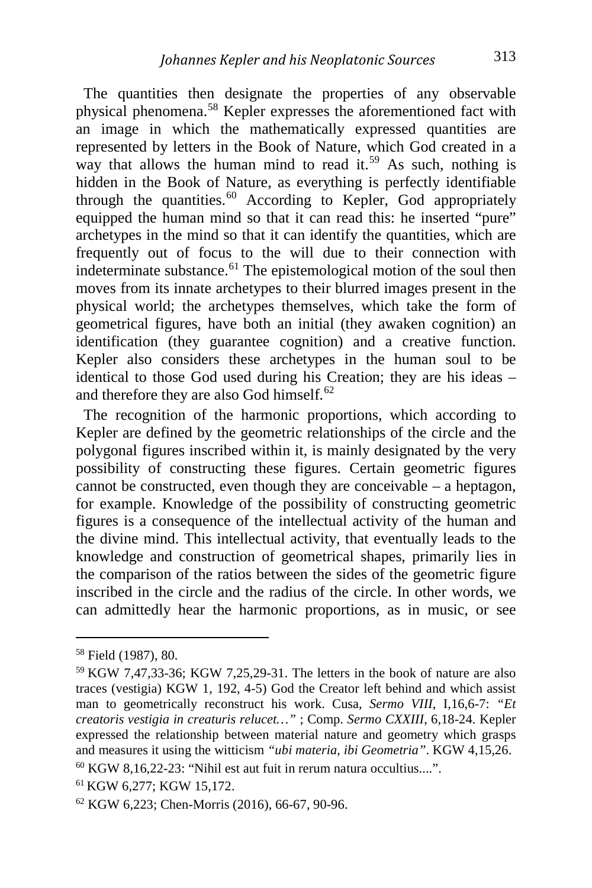The quantities then designate the properties of any observable physical phenomena.[58] Kepler expresses the aforementioned fact with an image in which the mathematically expressed quantities are represented by letters in the Book of Nature, which God created in a way that allows the human mind to read it.[59] As such, nothing is hidden in the Book of Nature, as everything is perfectly identifiable through the quantities.[60] According to Kepler, God appropriately equipped the human mind so that it can read this: he inserted "pure" archetypes in the mind so that it can identify the quantities, which are frequently out of focus to the will due to their connection with indeterminate substance.[61] The epistemological motion of the soul then moves from its innate archetypes to their blurred images present in the physical world; the archetypes themselves, which take the form of geometrical figures, have both an initial (they awaken cognition) an identification (they guarantee cognition) and a creative function. Kepler also considers these archetypes in the human soul to be identical to those God used during his Creation; they are his ideas – and therefore they are also God himself.[62]

The recognition of the harmonic proportions, which according to Kepler are defined by the geometric relationships of the circle and the polygonal figures inscribed within it, is mainly designated by the very possibility of constructing these figures. Certain geometric figures cannot be constructed, even though they are conceivable – a heptagon, for example. Knowledge of the possibility of constructing geometric figures is a consequence of the intellectual activity of the human and the divine mind. This intellectual activity, that eventually leads to the knowledge and construction of geometrical shapes, primarily lies in the comparison of the ratios between the sides of the geometric figure inscribed in the circle and the radius of the circle. In other words, we can admittedly hear the harmonic proportions, as in music, or see

---

[58] Field (1987), 80.

[59] KGW 7,47,33-36; KGW 7,25,29-31. The letters in the book of nature are also traces (vestigia) KGW 1, 192, 4-5) God the Creator left behind and which assist man to geometrically reconstruct his work. Cusa, *Sermo VIII*, I,16,6-7: *"Et creatoris vestigia in creaturis relucet…"* ; Comp. *Sermo CXXIII*, 6,18-24. Kepler expressed the relationship between material nature and geometry which grasps and measures it using the witticism *"ubi materia, ibi Geometria"*. KGW 4,15,26.

[60] KGW 8,16,22-23: "Nihil est aut fuit in rerum natura occultius....".

[61] KGW 6,277; KGW 15,172.

[62] KGW 6,223; Chen-Morris (2016), 66-67, 90-96.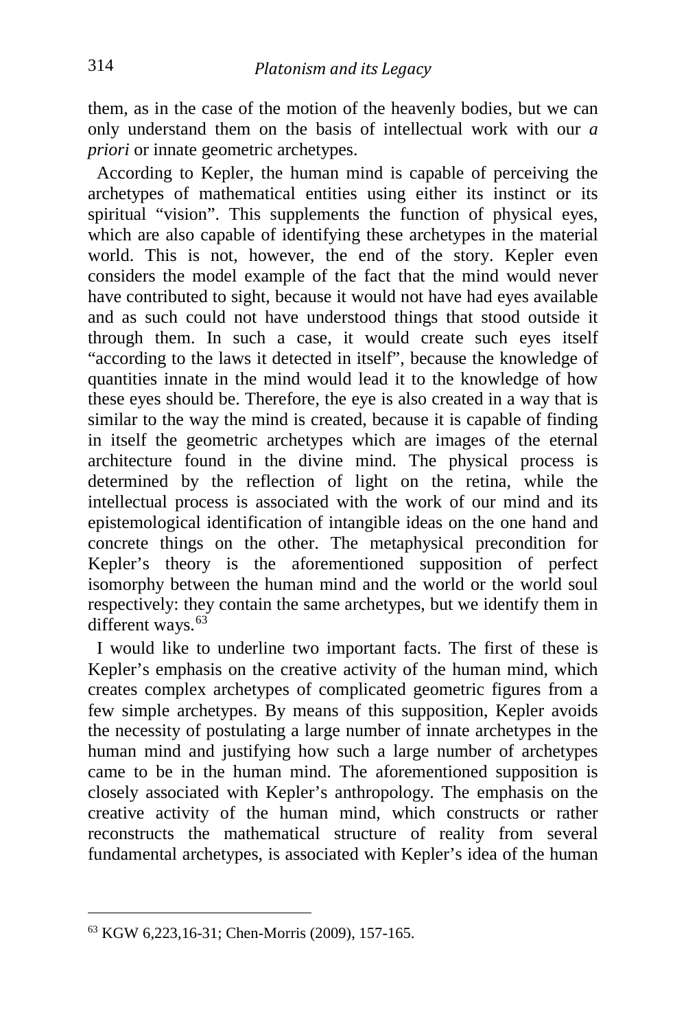them, as in the case of the motion of the heavenly bodies, but we can only understand them on the basis of intellectual work with our *a priori* or innate geometric archetypes.

According to Kepler, the human mind is capable of perceiving the archetypes of mathematical entities using either its instinct or its spiritual "vision". This supplements the function of physical eyes, which are also capable of identifying these archetypes in the material world. This is not, however, the end of the story. Kepler even considers the model example of the fact that the mind would never have contributed to sight, because it would not have had eyes available and as such could not have understood things that stood outside it through them. In such a case, it would create such eyes itself "according to the laws it detected in itself", because the knowledge of quantities innate in the mind would lead it to the knowledge of how these eyes should be. Therefore, the eye is also created in a way that is similar to the way the mind is created, because it is capable of finding in itself the geometric archetypes which are images of the eternal architecture found in the divine mind. The physical process is determined by the reflection of light on the retina, while the intellectual process is associated with the work of our mind and its epistemological identification of intangible ideas on the one hand and concrete things on the other. The metaphysical precondition for Kepler's theory is the aforementioned supposition of perfect isomorphy between the human mind and the world or the world soul respectively: they contain the same archetypes, but we identify them in different ways.[63]

I would like to underline two important facts. The first of these is Kepler's emphasis on the creative activity of the human mind, which creates complex archetypes of complicated geometric figures from a few simple archetypes. By means of this supposition, Kepler avoids the necessity of postulating a large number of innate archetypes in the human mind and justifying how such a large number of archetypes came to be in the human mind. The aforementioned supposition is closely associated with Kepler's anthropology. The emphasis on the creative activity of the human mind, which constructs or rather reconstructs the mathematical structure of reality from several fundamental archetypes, is associated with Kepler's idea of the human

---

[63] KGW 6,223,16-31; Chen-Morris (2009), 157-165.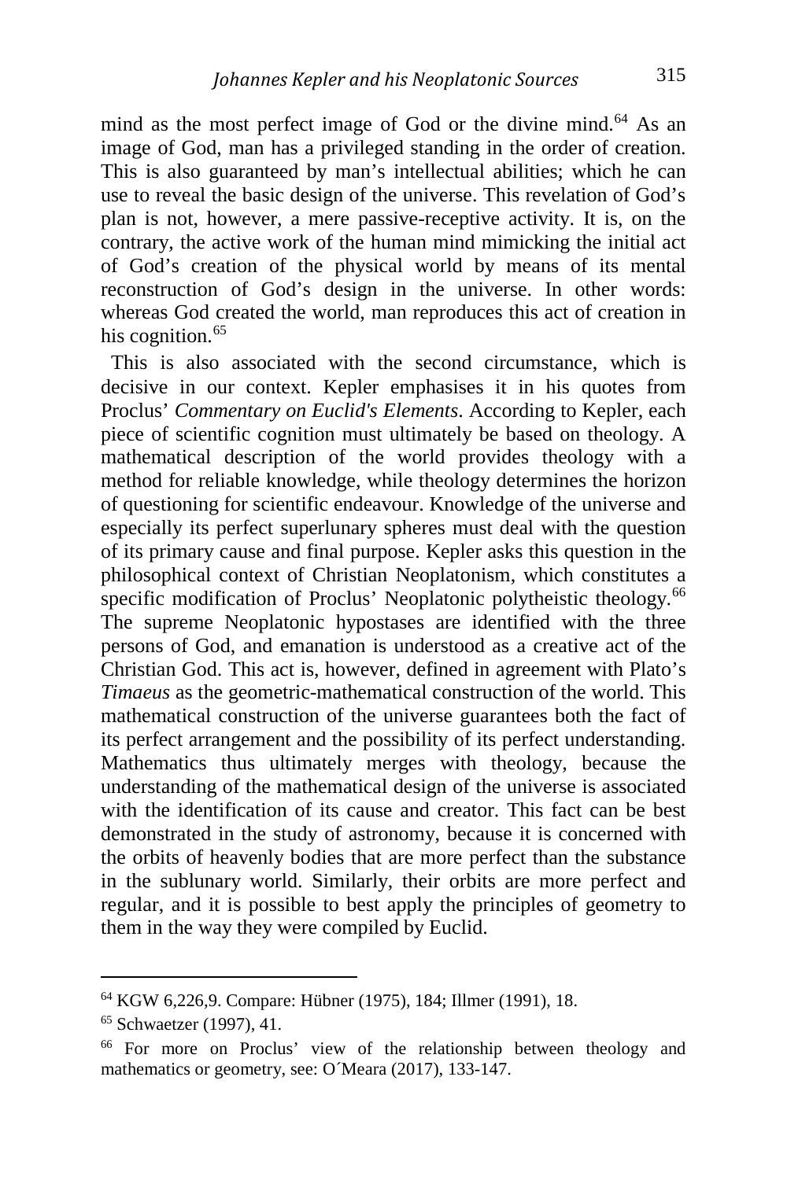mind as the most perfect image of God or the divine mind.[64] As an image of God, man has a privileged standing in the order of creation. This is also guaranteed by man's intellectual abilities; which he can use to reveal the basic design of the universe. This revelation of God's plan is not, however, a mere passive-receptive activity. It is, on the contrary, the active work of the human mind mimicking the initial act of God's creation of the physical world by means of its mental reconstruction of God's design in the universe. In other words: whereas God created the world, man reproduces this act of creation in his cognition.[65]

This is also associated with the second circumstance, which is decisive in our context. Kepler emphasises it in his quotes from Proclus' *Commentary on Euclid's Elements*. According to Kepler, each piece of scientific cognition must ultimately be based on theology. A mathematical description of the world provides theology with a method for reliable knowledge, while theology determines the horizon of questioning for scientific endeavour. Knowledge of the universe and especially its perfect superlunary spheres must deal with the question of its primary cause and final purpose. Kepler asks this question in the philosophical context of Christian Neoplatonism, which constitutes a specific modification of Proclus' Neoplatonic polytheistic theology.[66] The supreme Neoplatonic hypostases are identified with the three persons of God, and emanation is understood as a creative act of the Christian God. This act is, however, defined in agreement with Plato's *Timaeus* as the geometric-mathematical construction of the world. This mathematical construction of the universe guarantees both the fact of its perfect arrangement and the possibility of its perfect understanding. Mathematics thus ultimately merges with theology, because the understanding of the mathematical design of the universe is associated with the identification of its cause and creator. This fact can be best demonstrated in the study of astronomy, because it is concerned with the orbits of heavenly bodies that are more perfect than the substance in the sublunary world. Similarly, their orbits are more perfect and regular, and it is possible to best apply the principles of geometry to them in the way they were compiled by Euclid.

---

[64] KGW 6,226,9. Compare: Hübner (1975), 184; Illmer (1991), 18.

[65] Schwaetzer (1997), 41.

[66] For more on Proclus' view of the relationship between theology and mathematics or geometry, see: O´Meara (2017), 133-147.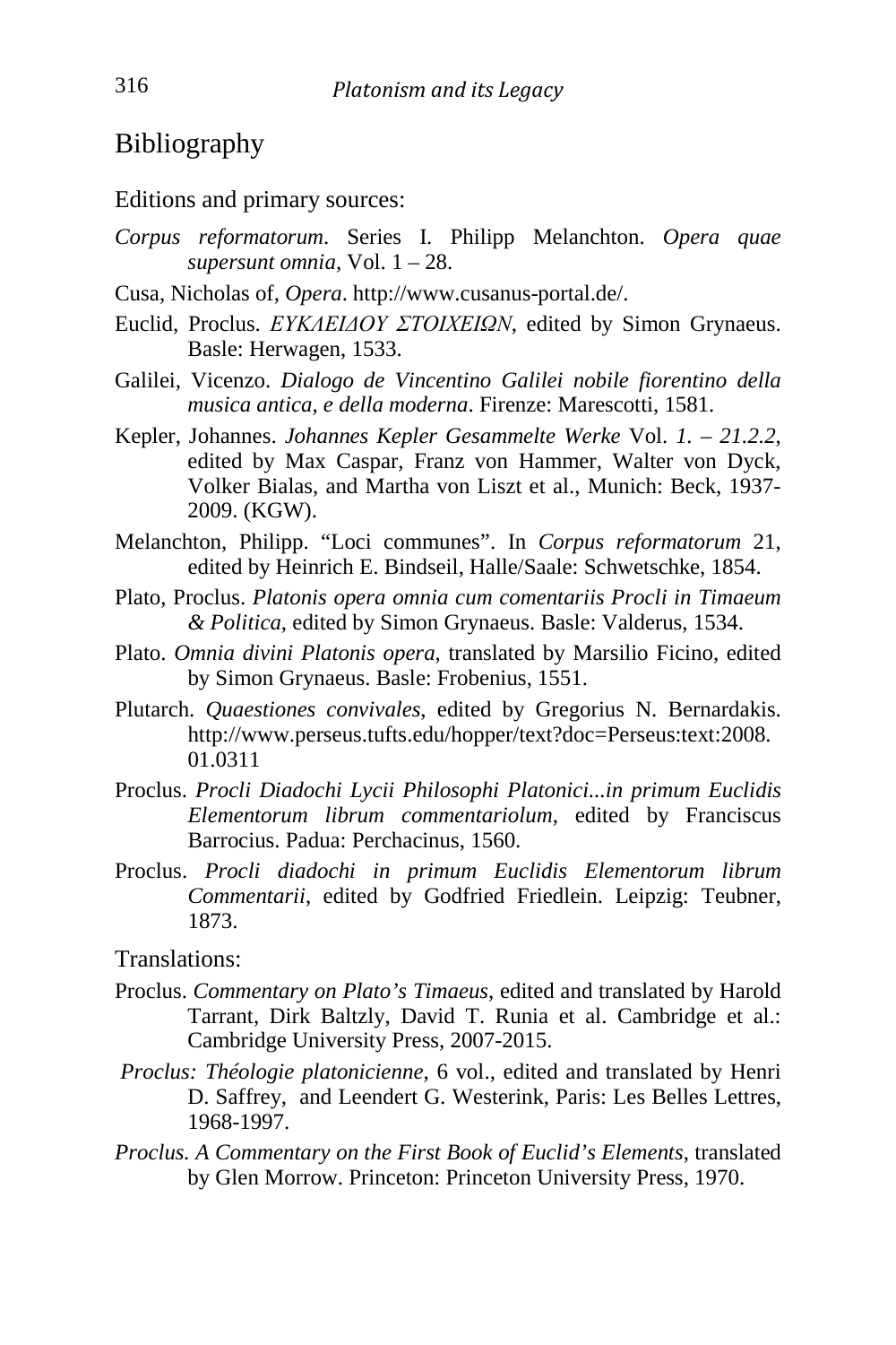## Bibliography

Editions and primary sources:

*Corpus reformatorum*. Series I. Philipp Melanchton. *Opera quae supersunt omnia*, Vol. 1 – 28.

Cusa, Nicholas of, *Opera*. http://www.cusanus-portal.de/.

Euclid, Proclus. *ΕΥΚΛΕΙΔΟΥ ΣΤΟΙΧΕΙΩΝ*, edited by Simon Grynaeus. Basle: Herwagen, 1533.

Galilei, Vicenzo. *Dialogo de Vincentino Galilei nobile fiorentino della musica antica, e della moderna*. Firenze: Marescotti, 1581.

Kepler, Johannes. *Johannes Kepler Gesammelte Werke* Vol. *1. – 21.2.2*, edited by Max Caspar, Franz von Hammer, Walter von Dyck, Volker Bialas, and Martha von Liszt et al., Munich: Beck, 1937-2009. (KGW).

Melanchton, Philipp. "Loci communes". In *Corpus reformatorum* 21, edited by Heinrich E. Bindseil, Halle/Saale: Schwetschke, 1854.

Plato, Proclus. *Platonis opera omnia cum comentariis Procli in Timaeum & Politica*, edited by Simon Grynaeus. Basle: Valderus, 1534.

Plato. *Omnia divini Platonis opera*, translated by Marsilio Ficino, edited by Simon Grynaeus. Basle: Frobenius, 1551.

Plutarch. *Quaestiones convivales*, edited by Gregorius N. Bernardakis. http://www.perseus.tufts.edu/hopper/text?doc=Perseus:text:2008.01.0311

Proclus. *Procli Diadochi Lycii Philosophi Platonici...in primum Euclidis Elementorum librum commentariolum*, edited by Franciscus Barrocius. Padua: Perchacinus, 1560.

Proclus. *Procli diadochi in primum Euclidis Elementorum librum Commentarii*, edited by Godfried Friedlein. Leipzig: Teubner, 1873.

Translations:

Proclus. *Commentary on Plato's Timaeus*, edited and translated by Harold Tarrant, Dirk Baltzly, David T. Runia et al. Cambridge et al.: Cambridge University Press, 2007-2015.

*Proclus: Théologie platonicienne*, 6 vol., edited and translated by Henri D. Saffrey, and Leendert G. Westerink, Paris: Les Belles Lettres, 1968-1997.

*Proclus. A Commentary on the First Book of Euclid's Elements*, translated by Glen Morrow. Princeton: Princeton University Press, 1970.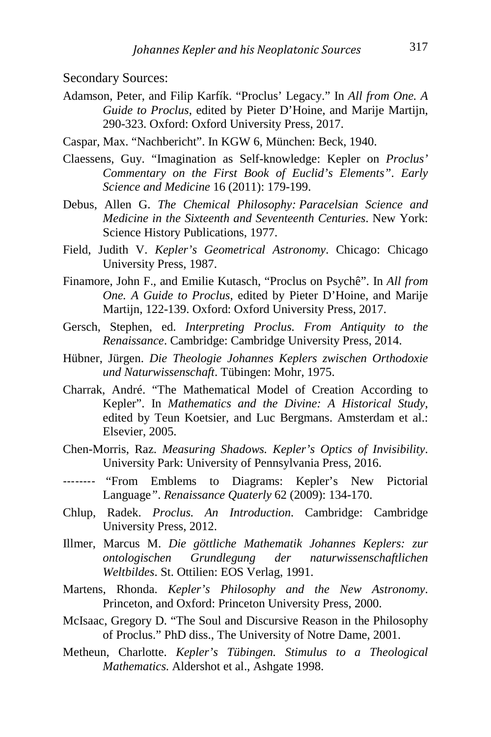Secondary Sources:

Adamson, Peter, and Filip Karfík. "Proclus' Legacy." In *All from One. A Guide to Proclus*, edited by Pieter D'Hoine, and Marije Martijn, 290-323. Oxford: Oxford University Press, 2017.

Caspar, Max. "Nachbericht". In KGW 6, München: Beck, 1940.

Claessens, Guy. "Imagination as Self-knowledge: Kepler on *Proclus' Commentary on the First Book of Euclid's Elements"*. *Early Science and Medicine* 16 (2011): 179-199.

Debus, Allen G. *The Chemical Philosophy: Paracelsian Science and Medicine in the Sixteenth and Seventeenth Centuries*. New York: Science History Publications, 1977.

Field, Judith V. *Kepler's Geometrical Astronomy*. Chicago: Chicago University Press, 1987.

Finamore, John F., and Emilie Kutasch, "Proclus on Psychê". In *All from One. A Guide to Proclus*, edited by Pieter D'Hoine, and Marije Martijn, 122-139. Oxford: Oxford University Press, 2017.

Gersch, Stephen, ed. *Interpreting Proclus. From Antiquity to the Renaissance*. Cambridge: Cambridge University Press, 2014.

Hübner, Jürgen. *Die Theologie Johannes Keplers zwischen Orthodoxie und Naturwissenschaft*. Tübingen: Mohr, 1975.

Charrak, André. "The Mathematical Model of Creation According to Kepler". In *Mathematics and the Divine: A Historical Study*, edited by Teun Koetsier, and Luc Bergmans. Amsterdam et al.: Elsevier, 2005.

Chen-Morris, Raz. *Measuring Shadows. Kepler's Optics of Invisibility*. University Park: University of Pennsylvania Press, 2016.

-------- "From Emblems to Diagrams: Kepler's New Pictorial Language*"*. *Renaissance Quaterly* 62 (2009): 134-170.

Chlup, Radek. *Proclus. An Introduction*. Cambridge: Cambridge University Press, 2012.

Illmer, Marcus M. *Die göttliche Mathematik Johannes Keplers: zur ontologischen Grundlegung der naturwissenschaftlichen Weltbildes*. St. Ottilien: EOS Verlag, 1991.

Martens, Rhonda. *Kepler's Philosophy and the New Astronomy*. Princeton, and Oxford: Princeton University Press, 2000.

McIsaac, Gregory D. "The Soul and Discursive Reason in the Philosophy of Proclus." PhD diss., The University of Notre Dame, 2001.

Metheun, Charlotte. *Kepler's Tübingen. Stimulus to a Theological Mathematics.* Aldershot et al., Ashgate 1998.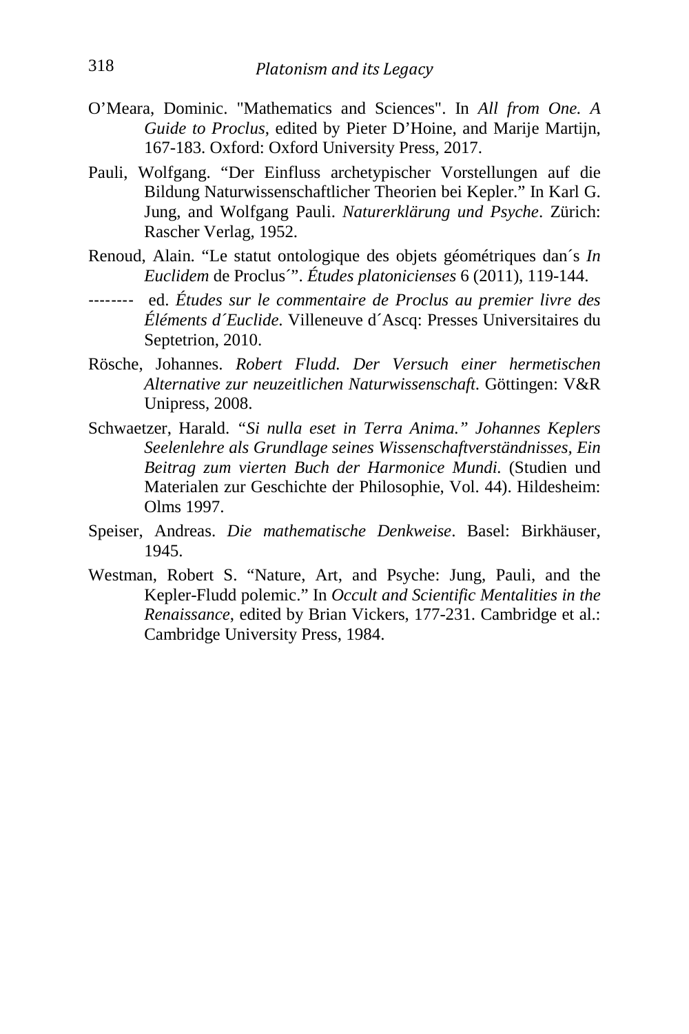O'Meara, Dominic. "Mathematics and Sciences". In *All from One. A Guide to Proclus*, edited by Pieter D'Hoine, and Marije Martijn, 167-183. Oxford: Oxford University Press, 2017.

Pauli, Wolfgang. "Der Einfluss archetypischer Vorstellungen auf die Bildung Naturwissenschaftlicher Theorien bei Kepler." In Karl G. Jung, and Wolfgang Pauli. *Naturerklärung und Psyche*. Zürich: Rascher Verlag, 1952.

Renoud, Alain. "Le statut ontologique des objets géométriques dan´s *In Euclidem* de Proclus´". *Études platoniciennes* 6 (2011), 119-144.

-------- ed. *Études sur le commentaire de Proclus au premier livre des Éléments d´Euclide*. Villeneuve d´Ascq: Presses Universitaires du Septetrion, 2010.

Rösche, Johannes. *Robert Fludd. Der Versuch einer hermetischen Alternative zur neuzeitlichen Naturwissenschaft*. Göttingen: V&R Unipress, 2008.

Schwaetzer, Harald. *"Si nulla eset in Terra Anima." Johannes Keplers Seelenlehre als Grundlage seines Wissenschaftverständnisses, Ein Beitrag zum vierten Buch der Harmonice Mundi.* (Studien und Materialen zur Geschichte der Philosophie, Vol. 44). Hildesheim: Olms 1997.

Speiser, Andreas. *Die mathematische Denkweise*. Basel: Birkhäuser, 1945.

Westman, Robert S. "Nature, Art, and Psyche: Jung, Pauli, and the Kepler-Fludd polemic." In *Occult and Scientific Mentalities in the Renaissance*, edited by Brian Vickers, 177-231. Cambridge et al.: Cambridge University Press, 1984.